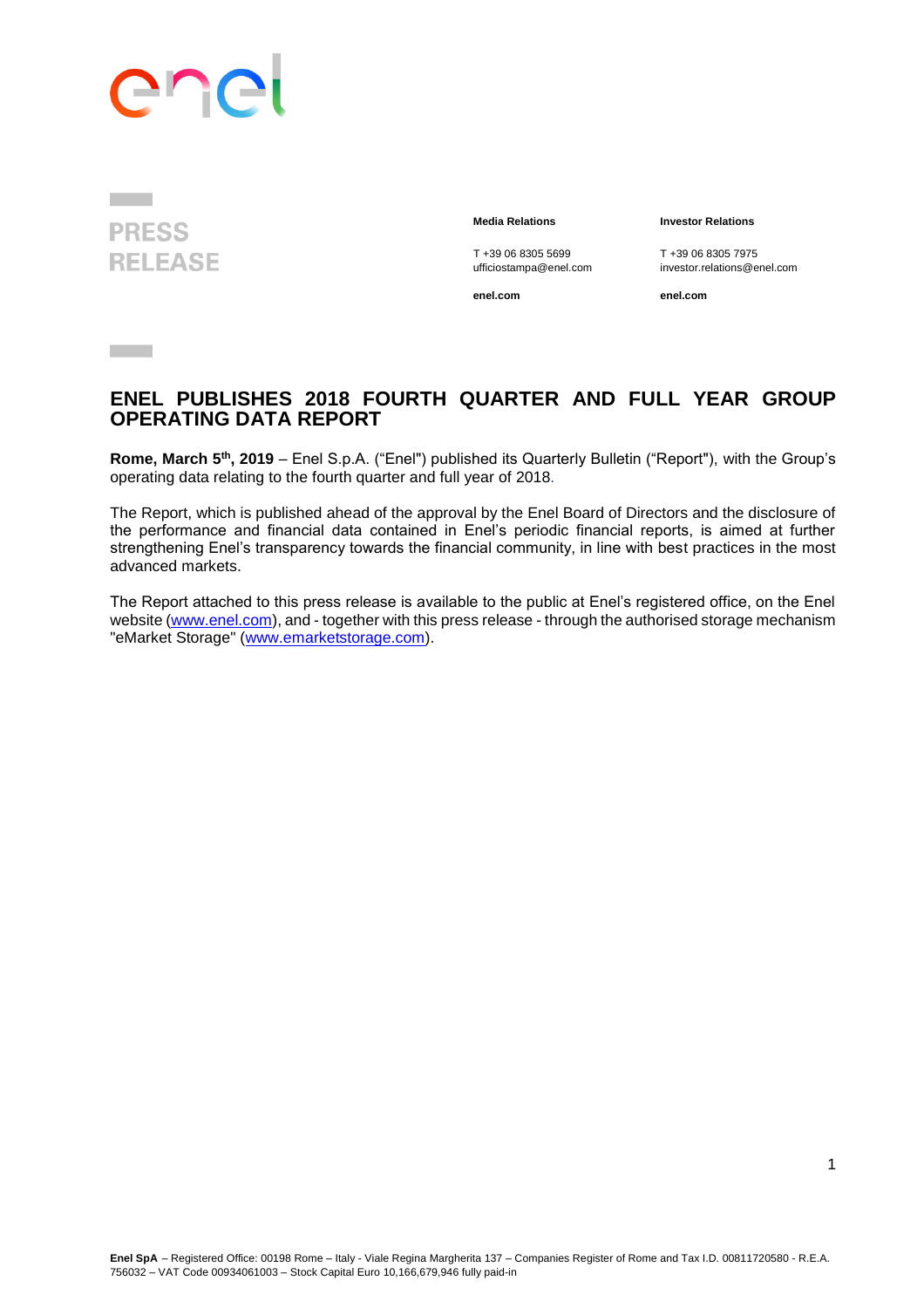**PRESS RELEASE**

**Media Relations**

T +39 06 8305 5699
ufficiostampa@enel.com

**enel.com**

**Investor Relations**

T +39 06 8305 7975
investor.relations@enel.com

**enel.com**

# ENEL PUBLISHES 2018 FOURTH QUARTER AND FULL YEAR GROUP OPERATING DATA REPORT

**Rome, March 5th, 2019** – Enel S.p.A. ("Enel") published its Quarterly Bulletin ("Report"), with the Group's operating data relating to the fourth quarter and full year of 2018.

The Report, which is published ahead of the approval by the Enel Board of Directors and the disclosure of the performance and financial data contained in Enel's periodic financial reports, is aimed at further strengthening Enel's transparency towards the financial community, in line with best practices in the most advanced markets.

The Report attached to this press release is available to the public at Enel's registered office, on the Enel website (www.enel.com), and - together with this press release - through the authorised storage mechanism "eMarket Storage" (www.emarketstorage.com).

**Enel SpA** – Registered Office: 00198 Rome – Italy - Viale Regina Margherita 137 – Companies Register of Rome and Tax I.D. 00811720580 - R.E.A. 756032 – VAT Code 00934061003 – Stock Capital Euro 10,166,679,946 fully paid-in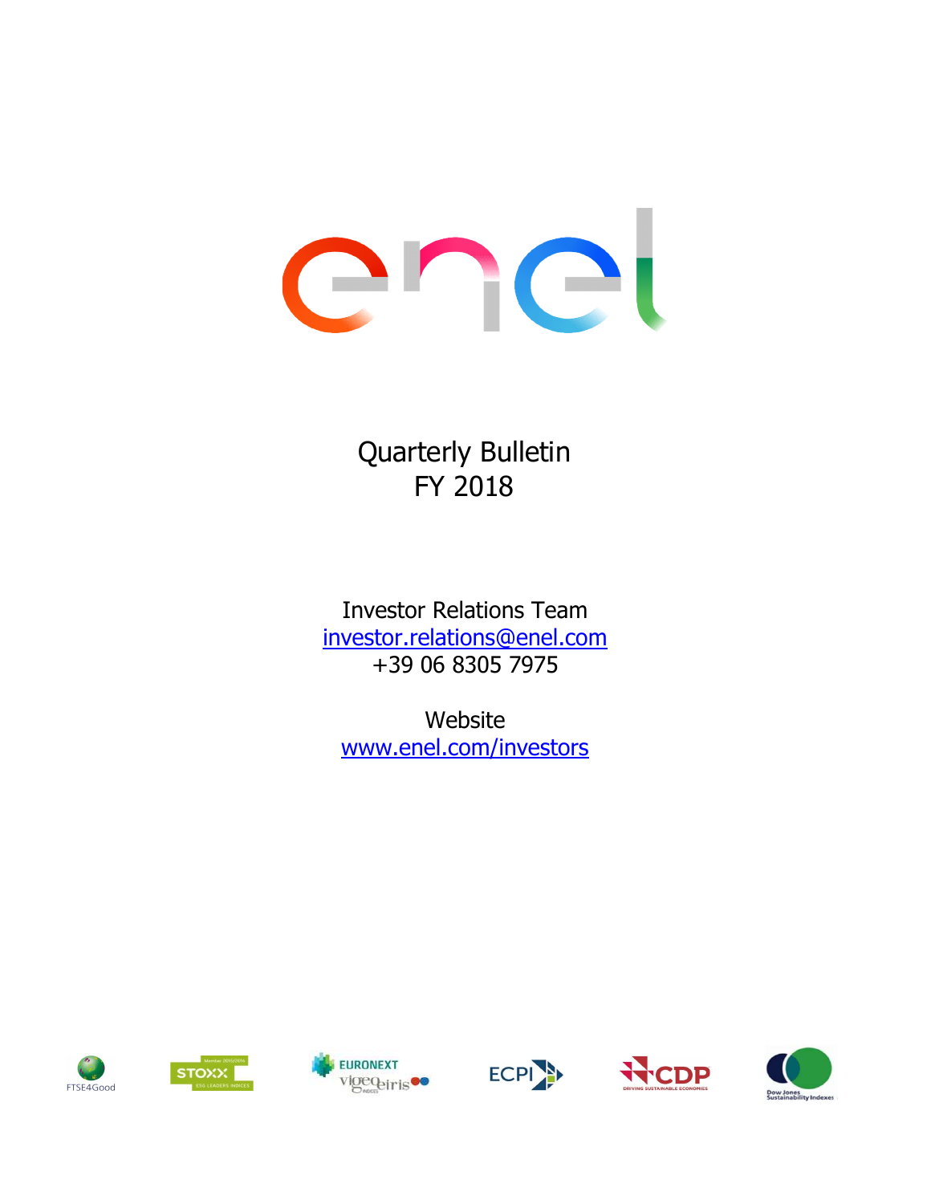enel

Quarterly Bulletin
FY 2018

Investor Relations Team
investor.relations@enel.com
+39 06 8305 7975

Website
www.enel.com/investors

FTSE4Good

STOXX ESG LEADERS INDICES

EURONEXT vigeo eiris

ECPI

CDP DRIVING SUSTAINABLE ECONOMIES

Dow Jones Sustainability Indexes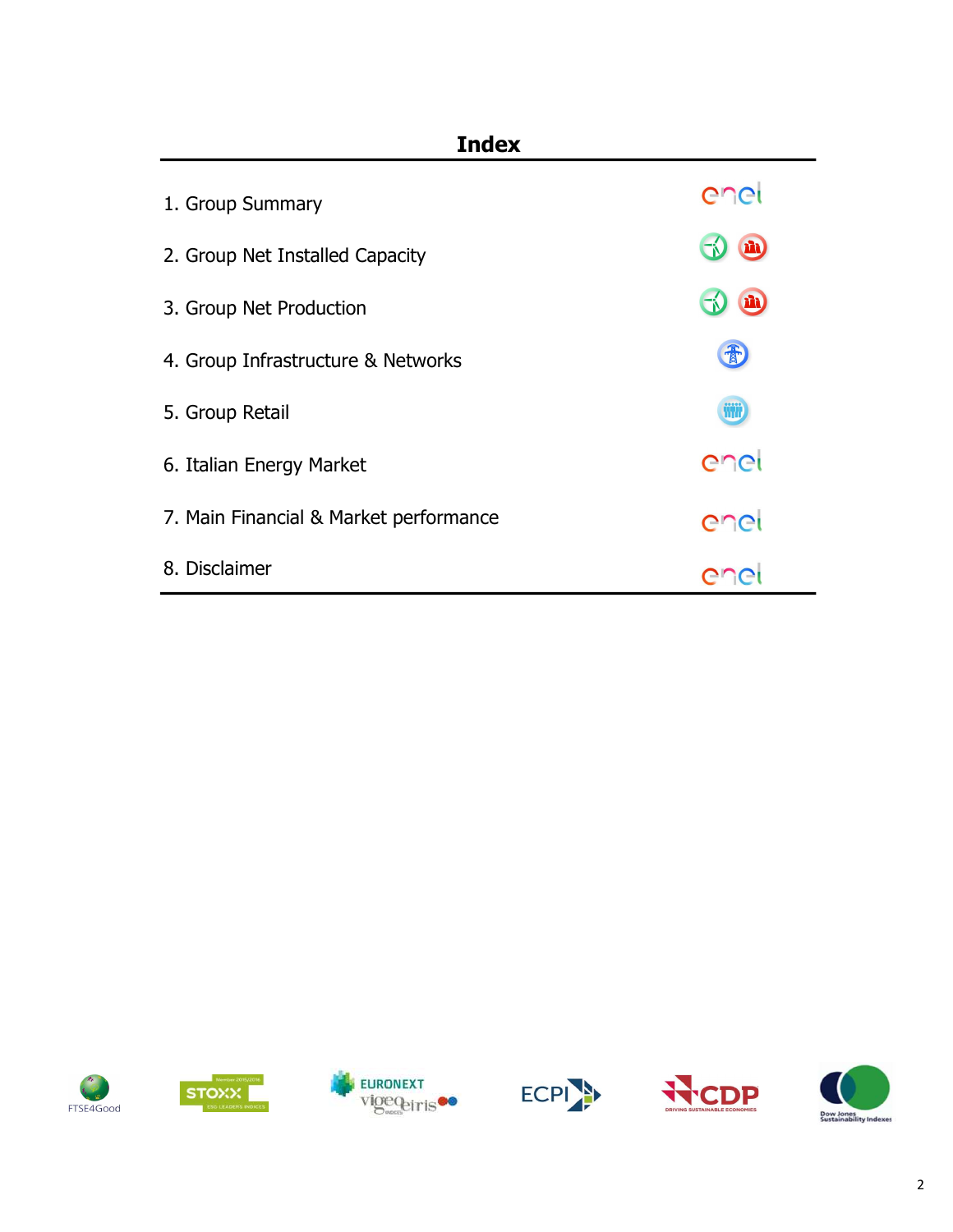# Index

1. Group Summary
2. Group Net Installed Capacity
3. Group Net Production
4. Group Infrastructure & Networks
5. Group Retail
6. Italian Energy Market
7. Main Financial & Market performance
8. Disclaimer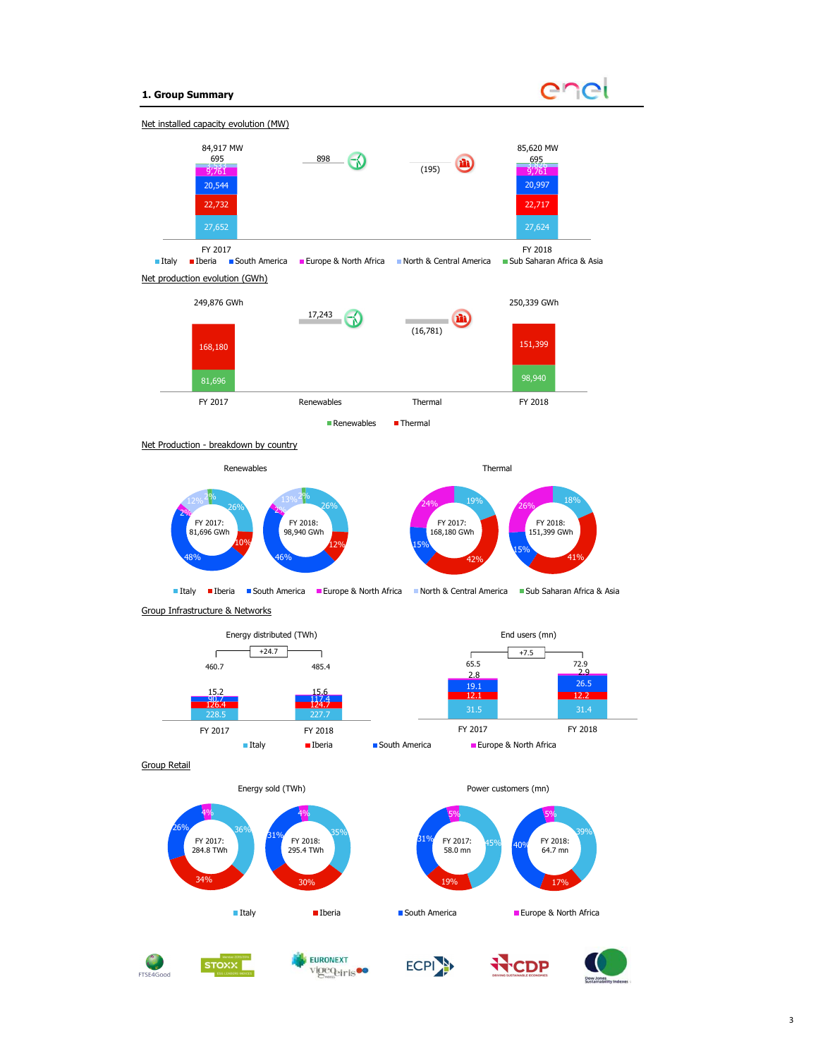## 1. Group Summary

**Net installed capacity evolution (MW)**

| | FY 2017 | Renewables | Thermal | FY 2018 |
|---|---|---|---|---|
| Total | 84,917 MW | 898 | (195) | 85,620 MW |
| Sub Saharan Africa & Asia | 695 | | | 695 |
| North & Central America | 3,533 | | | 3,826 |
| Europe & North Africa | 9,761 | | | 9,761 |
| South America | 20,544 | | | 20,997 |
| Iberia | 22,732 | | | 22,717 |
| Italy | 27,652 | | | 27,624 |

**Net production evolution (GWh)**

| | FY 2017 | Renewables | Thermal | FY 2018 |
|---|---|---|---|---|
| Total | 249,876 GWh | 17,243 | (16,781) | 250,339 GWh |
| Thermal | 168,180 | | | 151,399 |
| Renewables | 81,696 | | | 98,940 |

**Net Production - breakdown by country**

Renewables

| | FY 2017: 81,696 GWh | FY 2018: 98,940 GWh |
|---|---|---|
| Italy | 26% | 26% |
| Iberia | 10% | 12% |
| South America | 48% | 46% |
| Europe & North Africa | 2% | 2% |
| North & Central America | 12% | 13% |
| Sub Saharan Africa & Asia | 2% | 2% |

Thermal

| | FY 2017: 168,180 GWh | FY 2018: 151,399 GWh |
|---|---|---|
| Italy | 19% | 18% |
| Iberia | 42% | 41% |
| South America | 15% | 15% |
| Europe & North Africa | 24% | 26% |

**Group Infrastructure & Networks**

Energy distributed (TWh)

| | FY 2017 | FY 2018 |
|---|---|---|
| Total | 460.7 | 485.4 |
| Europe & North Africa | 15.2 | 15.6 |
| South America | 90.7 | 117.4 |
| Iberia | 126.4 | 124.7 |
| Italy | 228.5 | 227.7 |

Change: +24.7

End users (mn)

| | FY 2017 | FY 2018 |
|---|---|---|
| Total | 65.5 | 72.9 |
| Europe & North Africa | 2.8 | 2.9 |
| South America | 19.1 | 26.5 |
| Iberia | 12.1 | 12.2 |
| Italy | 31.5 | 31.4 |

Change: +7.5

**Group Retail**

Energy sold (TWh)

| | FY 2017: 284.8 TWh | FY 2018: 295.4 TWh |
|---|---|---|
| Italy | 36% | 35% |
| Iberia | 34% | 30% |
| South America | 26% | 31% |
| Europe & North Africa | 4% | 4% |

Power customers (mn)

| | FY 2017: 58.0 mn | FY 2018: 64.7 mn |
|---|---|---|
| Italy | 45% | 39% |
| Iberia | 19% | 17% |
| South America | 31% | 40% |
| Europe & North Africa | 5% | 5% |

FTSE4Good | STOXX | EURONEXT vigeo eiris | ECPI | CDP | Dow Jones Sustainability Indexes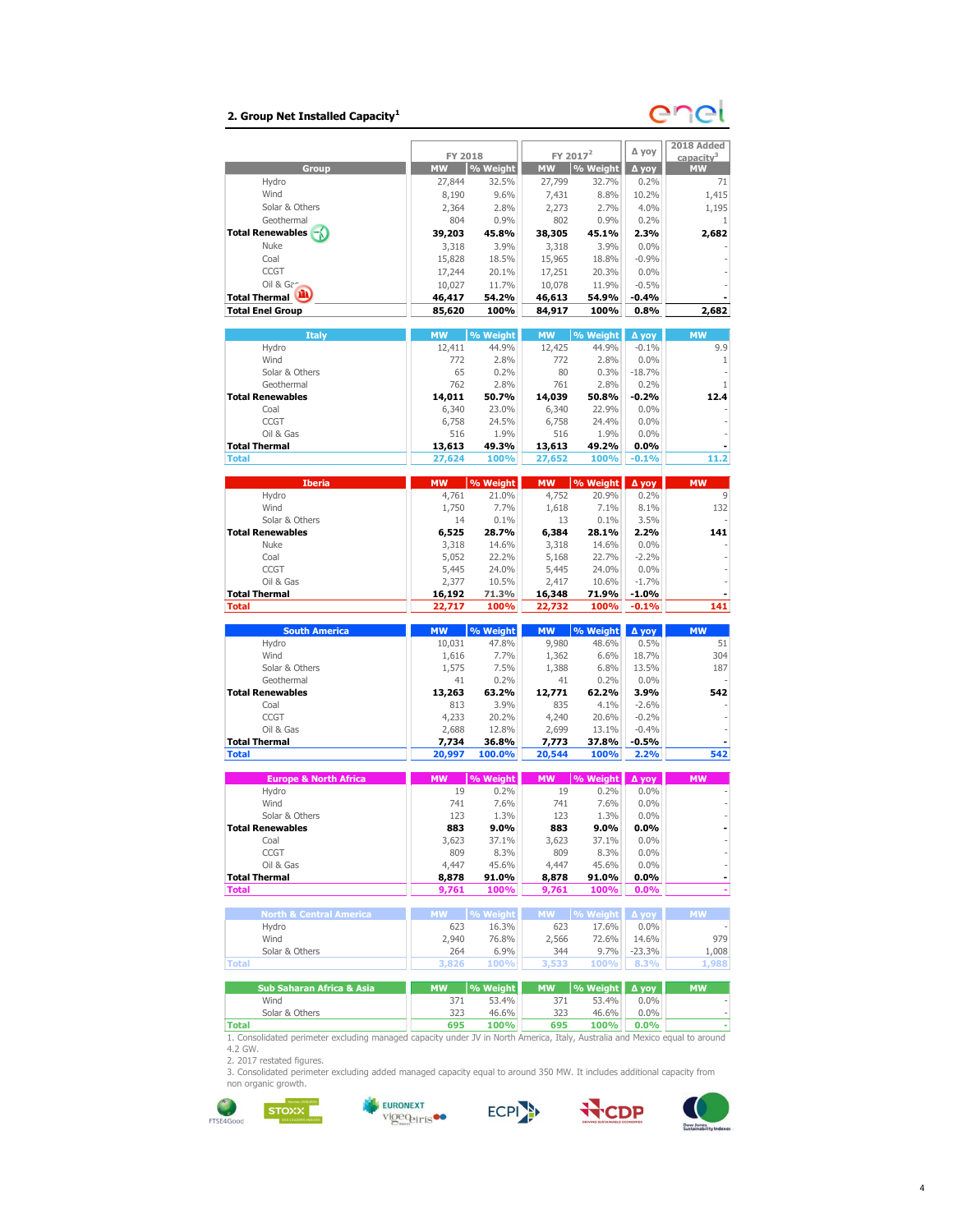## 2. Group Net Installed Capacity[1]

| Group | FY 2018 MW | FY 2018 % Weight | FY 2017[2] MW | FY 2017[2] % Weight | Δ yoy | 2018 Added capacity[3] MW |
|---|---|---|---|---|---|---|
| Hydro | 27,844 | 32.5% | 27,799 | 32.7% | 0.2% | 71 |
| Wind | 8,190 | 9.6% | 7,431 | 8.8% | 10.2% | 1,415 |
| Solar & Others | 2,364 | 2.8% | 2,273 | 2.7% | 4.0% | 1,195 |
| Geothermal | 804 | 0.9% | 802 | 0.9% | 0.2% | 1 |
| **Total Renewables** | **39,203** | **45.8%** | **38,305** | **45.1%** | **2.3%** | **2,682** |
| Nuke | 3,318 | 3.9% | 3,318 | 3.9% | 0.0% | - |
| Coal | 15,828 | 18.5% | 15,965 | 18.8% | -0.9% | - |
| CCGT | 17,244 | 20.1% | 17,251 | 20.3% | 0.0% | - |
| Oil & Gas | 10,027 | 11.7% | 10,078 | 11.9% | -0.5% | - |
| **Total Thermal** | **46,417** | **54.2%** | **46,613** | **54.9%** | **-0.4%** | **-** |
| **Total Enel Group** | **85,620** | **100%** | **84,917** | **100%** | **0.8%** | **2,682** |

| Italy | MW | % Weight | MW | % Weight | Δ yoy | MW |
|---|---|---|---|---|---|---|
| Hydro | 12,411 | 44.9% | 12,425 | 44.9% | -0.1% | 9.9 |
| Wind | 772 | 2.8% | 772 | 2.8% | 0.0% | 1 |
| Solar & Others | 65 | 0.2% | 80 | 0.3% | -18.7% | - |
| Geothermal | 762 | 2.8% | 761 | 2.8% | 0.2% | 1 |
| **Total Renewables** | **14,011** | **50.7%** | **14,039** | **50.8%** | **-0.2%** | **12.4** |
| Coal | 6,340 | 23.0% | 6,340 | 22.9% | 0.0% | - |
| CCGT | 6,758 | 24.5% | 6,758 | 24.4% | 0.0% | - |
| Oil & Gas | 516 | 1.9% | 516 | 1.9% | 0.0% | - |
| **Total Thermal** | **13,613** | **49.3%** | **13,613** | **49.2%** | **0.0%** | **-** |
| **Total** | **27,624** | **100%** | **27,652** | **100%** | **-0.1%** | **11.2** |

| Iberia | MW | % Weight | MW | % Weight | Δ yoy | MW |
|---|---|---|---|---|---|---|
| Hydro | 4,761 | 21.0% | 4,752 | 20.9% | 0.2% | 9 |
| Wind | 1,750 | 7.7% | 1,618 | 7.1% | 8.1% | 132 |
| Solar & Others | 14 | 0.1% | 13 | 0.1% | 3.5% | - |
| **Total Renewables** | **6,525** | **28.7%** | **6,384** | **28.1%** | **2.2%** | **141** |
| Nuke | 3,318 | 14.6% | 3,318 | 14.6% | 0.0% | - |
| Coal | 5,052 | 22.2% | 5,168 | 22.7% | -2.2% | - |
| CCGT | 5,445 | 24.0% | 5,445 | 24.0% | 0.0% | - |
| Oil & Gas | 2,377 | 10.5% | 2,417 | 10.6% | -1.7% | - |
| **Total Thermal** | **16,192** | **71.3%** | **16,348** | **71.9%** | **-1.0%** | **-** |
| **Total** | **22,717** | **100%** | **22,732** | **100%** | **-0.1%** | **141** |

| South America | MW | % Weight | MW | % Weight | Δ yoy | MW |
|---|---|---|---|---|---|---|
| Hydro | 10,031 | 47.8% | 9,980 | 48.6% | 0.5% | 51 |
| Wind | 1,616 | 7.7% | 1,362 | 6.6% | 18.7% | 304 |
| Solar & Others | 1,575 | 7.5% | 1,388 | 6.8% | 13.5% | 187 |
| Geothermal | 41 | 0.2% | 41 | 0.2% | 0.0% | - |
| **Total Renewables** | **13,263** | **63.2%** | **12,771** | **62.2%** | **3.9%** | **542** |
| Coal | 813 | 3.9% | 835 | 4.1% | -2.6% | - |
| CCGT | 4,233 | 20.2% | 4,240 | 20.6% | -0.2% | - |
| Oil & Gas | 2,688 | 12.8% | 2,699 | 13.1% | -0.4% | - |
| **Total Thermal** | **7,734** | **36.8%** | **7,773** | **37.8%** | **-0.5%** | **-** |
| **Total** | **20,997** | **100.0%** | **20,544** | **100%** | **2.2%** | **542** |

| Europe & North Africa | MW | % Weight | MW | % Weight | Δ yoy | MW |
|---|---|---|---|---|---|---|
| Hydro | 19 | 0.2% | 19 | 0.2% | 0.0% | - |
| Wind | 741 | 7.6% | 741 | 7.6% | 0.0% | - |
| Solar & Others | 123 | 1.3% | 123 | 1.3% | 0.0% | - |
| **Total Renewables** | **883** | **9.0%** | **883** | **9.0%** | **0.0%** | **-** |
| Coal | 3,623 | 37.1% | 3,623 | 37.1% | 0.0% | - |
| CCGT | 809 | 8.3% | 809 | 8.3% | 0.0% | - |
| Oil & Gas | 4,447 | 45.6% | 4,447 | 45.6% | 0.0% | - |
| **Total Thermal** | **8,878** | **91.0%** | **8,878** | **91.0%** | **0.0%** | **-** |
| **Total** | **9,761** | **100%** | **9,761** | **100%** | **0.0%** | **-** |

| North & Central America | MW | % Weight | MW | % Weight | Δ yoy | MW |
|---|---|---|---|---|---|---|
| Hydro | 623 | 16.3% | 623 | 17.6% | 0.0% | - |
| Wind | 2,940 | 76.8% | 2,566 | 72.6% | 14.6% | 979 |
| Solar & Others | 264 | 6.9% | 344 | 9.7% | -23.3% | 1,008 |
| **Total** | **3,826** | **100%** | **3,533** | **100%** | **8.3%** | **1,988** |

| Sub Saharan Africa & Asia | MW | % Weight | MW | % Weight | Δ yoy | MW |
|---|---|---|---|---|---|---|
| Wind | 371 | 53.4% | 371 | 53.4% | 0.0% | - |
| Solar & Others | 323 | 46.6% | 323 | 46.6% | 0.0% | - |
| **Total** | **695** | **100%** | **695** | **100%** | **0.0%** | **-** |

1. Consolidated perimeter excluding managed capacity under JV in North America, Italy, Australia and Mexico equal to around 4.2 GW.
2. 2017 restated figures.
3. Consolidated perimeter excluding added managed capacity equal to around 350 MW. It includes additional capacity from non organic growth.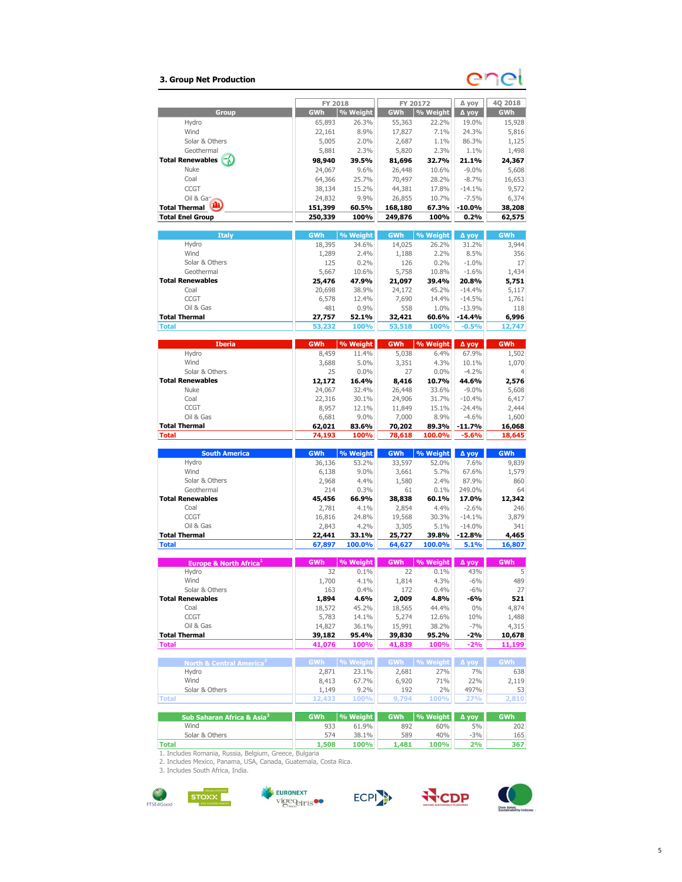## 3. Group Net Production

| Group | FY 2018 GWh | FY 2018 % Weight | FY 20172 GWh | FY 20172 % Weight | Δ yoy | 4Q 2018 GWh |
|---|---|---|---|---|---|---|
| Hydro | 65,893 | 26.3% | 55,363 | 22.2% | 19.0% | 15,928 |
| Wind | 22,161 | 8.9% | 17,827 | 7.1% | 24.3% | 5,816 |
| Solar & Others | 5,005 | 2.0% | 2,687 | 1.1% | 86.3% | 1,125 |
| Geothermal | 5,881 | 2.3% | 5,820 | 2.3% | 1.1% | 1,498 |
| **Total Renewables** | **98,940** | **39.5%** | **81,696** | **32.7%** | **21.1%** | **24,367** |
| Nuke | 24,067 | 9.6% | 26,448 | 10.6% | -9.0% | 5,608 |
| Coal | 64,366 | 25.7% | 70,497 | 28.2% | -8.7% | 16,653 |
| CCGT | 38,134 | 15.2% | 44,381 | 17.8% | -14.1% | 9,572 |
| Oil & Gas | 24,832 | 9.9% | 26,855 | 10.7% | -7.5% | 6,374 |
| **Total Thermal** | **151,399** | **60.5%** | **168,180** | **67.3%** | **-10.0%** | **38,208** |
| **Total Enel Group** | **250,339** | **100%** | **249,876** | **100%** | **0.2%** | **62,575** |

| Italy | GWh | % Weight | GWh | % Weight | Δ yoy | GWh |
|---|---|---|---|---|---|---|
| Hydro | 18,395 | 34.6% | 14,025 | 26.2% | 31.2% | 3,944 |
| Wind | 1,289 | 2.4% | 1,188 | 2.2% | 8.5% | 356 |
| Solar & Others | 125 | 0.2% | 126 | 0.2% | -1.0% | 17 |
| Geothermal | 5,667 | 10.6% | 5,758 | 10.8% | -1.6% | 1,434 |
| **Total Renewables** | **25,476** | **47.9%** | **21,097** | **39.4%** | **20.8%** | **5,751** |
| Coal | 20,698 | 38.9% | 24,172 | 45.2% | -14.4% | 5,117 |
| CCGT | 6,578 | 12.4% | 7,690 | 14.4% | -14.5% | 1,761 |
| Oil & Gas | 481 | 0.9% | 558 | 1.0% | -13.9% | 118 |
| **Total Thermal** | **27,757** | **52.1%** | **32,421** | **60.6%** | **-14.4%** | **6,996** |
| **Total** | **53,232** | **100%** | **53,518** | **100%** | **-0.5%** | **12,747** |

| Iberia | GWh | % Weight | GWh | % Weight | Δ yoy | GWh |
|---|---|---|---|---|---|---|
| Hydro | 8,459 | 11.4% | 5,038 | 6.4% | 67.9% | 1,502 |
| Wind | 3,688 | 5.0% | 3,351 | 4.3% | 10.1% | 1,070 |
| Solar & Others | 25 | 0.0% | 27 | 0.0% | -4.2% | 4 |
| **Total Renewables** | **12,172** | **16.4%** | **8,416** | **10.7%** | **44.6%** | **2,576** |
| Nuke | 24,067 | 32.4% | 26,448 | 33.6% | -9.0% | 5,608 |
| Coal | 22,316 | 30.1% | 24,906 | 31.7% | -10.4% | 6,417 |
| CCGT | 8,957 | 12.1% | 11,849 | 15.1% | -24.4% | 2,444 |
| Oil & Gas | 6,681 | 9.0% | 7,000 | 8.9% | -4.6% | 1,600 |
| **Total Thermal** | **62,021** | **83.6%** | **70,202** | **89.3%** | **-11.7%** | **16,068** |
| **Total** | **74,193** | **100%** | **78,618** | **100.0%** | **-5.6%** | **18,645** |

| South America | GWh | % Weight | GWh | % Weight | Δ yoy | GWh |
|---|---|---|---|---|---|---|
| Hydro | 36,136 | 53.2% | 33,597 | 52.0% | 7.6% | 9,839 |
| Wind | 6,138 | 9.0% | 3,661 | 5.7% | 67.6% | 1,579 |
| Solar & Others | 2,968 | 4.4% | 1,580 | 2.4% | 87.9% | 860 |
| Geothermal | 214 | 0.3% | 61 | 0.1% | 249.0% | 64 |
| **Total Renewables** | **45,456** | **66.9%** | **38,838** | **60.1%** | **17.0%** | **12,342** |
| Coal | 2,781 | 4.1% | 2,854 | 4.4% | -2.6% | 246 |
| CCGT | 16,816 | 24.8% | 19,568 | 30.3% | -14.1% | 3,879 |
| Oil & Gas | 2,843 | 4.2% | 3,305 | 5.1% | -14.0% | 341 |
| **Total Thermal** | **22,441** | **33.1%** | **25,727** | **39.8%** | **-12.8%** | **4,465** |
| **Total** | **67,897** | **100.0%** | **64,627** | **100.0%** | **5.1%** | **16,807** |

| Europe & North Africa[1] | GWh | % Weight | GWh | % Weight | Δ yoy | GWh |
|---|---|---|---|---|---|---|
| Hydro | 32 | 0.1% | 22 | 0.1% | 43% | 5 |
| Wind | 1,700 | 4.1% | 1,814 | 4.3% | -6% | 489 |
| Solar & Others | 163 | 0.4% | 172 | 0.4% | -6% | 27 |
| **Total Renewables** | **1,894** | **4.6%** | **2,009** | **4.8%** | **-6%** | **521** |
| Coal | 18,572 | 45.2% | 18,565 | 44.4% | 0% | 4,874 |
| CCGT | 5,783 | 14.1% | 5,274 | 12.6% | 10% | 1,488 |
| Oil & Gas | 14,827 | 36.1% | 15,991 | 38.2% | -7% | 4,315 |
| **Total Thermal** | **39,182** | **95.4%** | **39,830** | **95.2%** | **-2%** | **10,678** |
| **Total** | **41,076** | **100%** | **41,839** | **100%** | **-2%** | **11,199** |

| North & Central America[2] | GWh | % Weight | GWh | % Weight | Δ yoy | GWh |
|---|---|---|---|---|---|---|
| Hydro | 2,871 | 23.1% | 2,681 | 27% | 7% | 638 |
| Wind | 8,413 | 67.7% | 6,920 | 71% | 22% | 2,119 |
| Solar & Others | 1,149 | 9.2% | 192 | 2% | 497% | 53 |
| **Total** | **12,433** | **100%** | **9,794** | **100%** | **27%** | **2,810** |

| Sub Saharan Africa & Asia[3] | GWh | % Weight | GWh | % Weight | Δ yoy | GWh |
|---|---|---|---|---|---|---|
| Wind | 933 | 61.9% | 892 | 60% | 5% | 202 |
| Solar & Others | 574 | 38.1% | 589 | 40% | -3% | 165 |
| **Total** | **1,508** | **100%** | **1,481** | **100%** | **2%** | **367** |

1. Includes Romania, Russia, Belgium, Greece, Bulgaria
2. Includes Mexico, Panama, USA, Canada, Guatemala, Costa Rica.
3. Includes South Africa, India.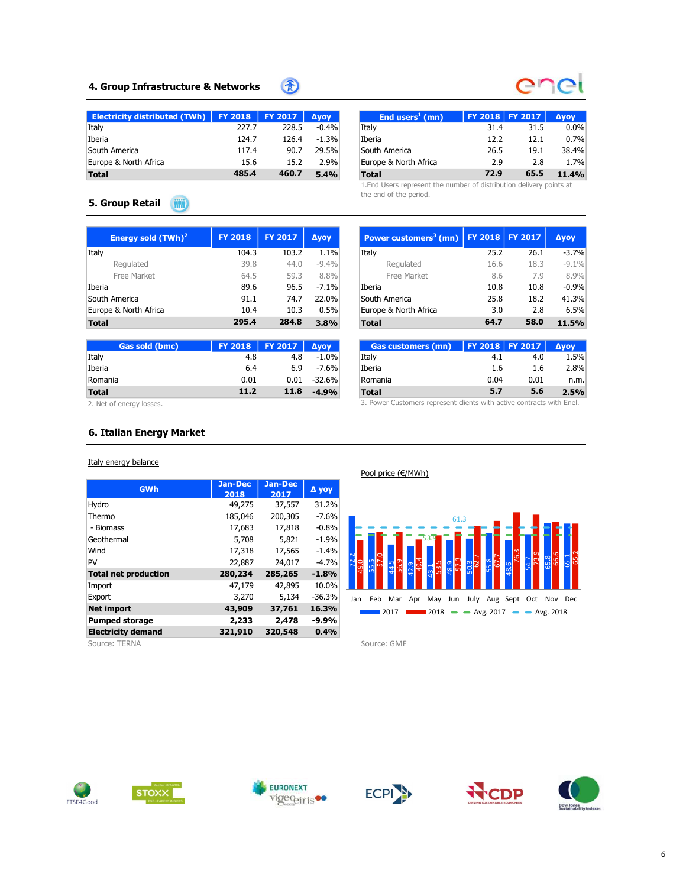## 4. Group Infrastructure & Networks

| Electricity distributed (TWh) | FY 2018 | FY 2017 | Δyoy |
|---|---|---|---|
| Italy | 227.7 | 228.5 | -0.4% |
| Iberia | 124.7 | 126.4 | -1.3% |
| South America | 117.4 | 90.7 | 29.5% |
| Europe & North Africa | 15.6 | 15.2 | 2.9% |
| **Total** | **485.4** | **460.7** | **5.4%** |

| End users[1] (mn) | FY 2018 | FY 2017 | Δyoy |
|---|---|---|---|
| Italy | 31.4 | 31.5 | 0.0% |
| Iberia | 12.2 | 12.1 | 0.7% |
| South America | 26.5 | 19.1 | 38.4% |
| Europe & North Africa | 2.9 | 2.8 | 1.7% |
| **Total** | **72.9** | **65.5** | **11.4%** |

1.End Users represent the number of distribution delivery points at the end of the period.

## 5. Group Retail

| Energy sold (TWh)[2] | FY 2018 | FY 2017 | Δyoy |
|---|---|---|---|
| Italy | 104.3 | 103.2 | 1.1% |
| Regulated | 39.8 | 44.0 | -9.4% |
| Free Market | 64.5 | 59.3 | 8.8% |
| Iberia | 89.6 | 96.5 | -7.1% |
| South America | 91.1 | 74.7 | 22.0% |
| Europe & North Africa | 10.4 | 10.3 | 0.5% |
| **Total** | **295.4** | **284.8** | **3.8%** |

| Power customers[3] (mn) | FY 2018 | FY 2017 | Δyoy |
|---|---|---|---|
| Italy | 25.2 | 26.1 | -3.7% |
| Regulated | 16.6 | 18.3 | -9.1% |
| Free Market | 8.6 | 7.9 | 8.9% |
| Iberia | 10.8 | 10.8 | -0.9% |
| South America | 25.8 | 18.2 | 41.3% |
| Europe & North Africa | 3.0 | 2.8 | 6.5% |
| **Total** | **64.7** | **58.0** | **11.5%** |

| Gas sold (bmc) | FY 2018 | FY 2017 | Δyoy |
|---|---|---|---|
| Italy | 4.8 | 4.8 | -1.0% |
| Iberia | 6.4 | 6.9 | -7.6% |
| Romania | 0.01 | 0.01 | -32.6% |
| **Total** | **11.2** | **11.8** | **-4.9%** |

2. Net of energy losses.

| Gas customers (mn) | FY 2018 | FY 2017 | Δyoy |
|---|---|---|---|
| Italy | 4.1 | 4.0 | 1.5% |
| Iberia | 1.6 | 1.6 | 2.8% |
| Romania | 0.04 | 0.01 | n.m. |
| **Total** | **5.7** | **5.6** | **2.5%** |

3. Power Customers represent clients with active contracts with Enel.

## 6. Italian Energy Market

Italy energy balance

| GWh | Jan-Dec 2018 | Jan-Dec 2017 | Δ yoy |
|---|---|---|---|
| Hydro | 49,275 | 37,557 | 31.2% |
| Thermo | 185,046 | 200,305 | -7.6% |
| - Biomass | 17,683 | 17,818 | -0.8% |
| Geothermal | 5,708 | 5,821 | -1.9% |
| Wind | 17,318 | 17,565 | -1.4% |
| PV | 22,887 | 24,017 | -4.7% |
| **Total net production** | **280,234** | **285,265** | **-1.8%** |
| Import | 47,179 | 42,895 | 10.0% |
| Export | 3,270 | 5,134 | -36.3% |
| **Net import** | **43,909** | **37,761** | **16.3%** |
| **Pumped storage** | **2,233** | **2,478** | **-9.9%** |
| **Electricity demand** | **321,910** | **320,548** | **0.4%** |

Source: TERNA

Pool price (€/MWh)

| | Jan | Feb | Mar | Apr | May | Jun | July | Aug | Sept | Oct | Nov | Dec |
|---|---|---|---|---|---|---|---|---|---|---|---|---|
| 2017 | 72.2 | 55.5 | 44.5 | 42.9 | 43.1 | 48.9 | 50.3 | 55.8 | 48.6 | 54.7 | 65.8 | 65.1 |
| 2018 | 49.0 | 57.0 | 56.9 | 49.4 | 53.5 | 57.3 | 62.7 | 67.7 | 76.3 | 73.9 | 66.6 | 65.2 |

Avg. 2017: 53.9; Avg. 2018: 61.3

Source: GME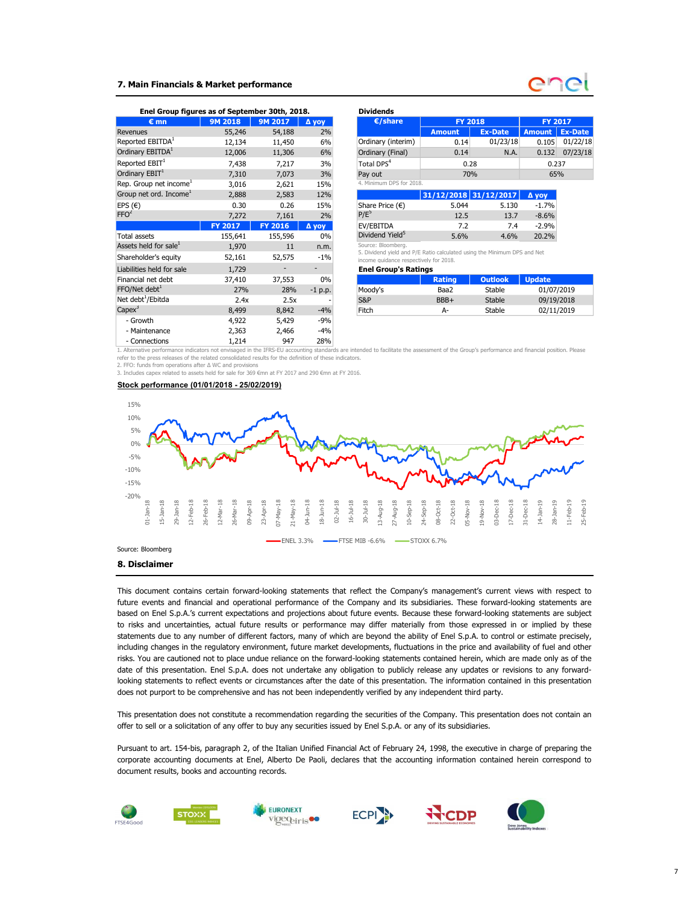## 7. Main Financials & Market performance

**Enel Group figures as of September 30th, 2018.**

| € mn | 9M 2018 | 9M 2017 | Δ yoy |
|---|---|---|---|
| Revenues | 55,246 | 54,188 | 2% |
| Reported EBITDA[1] | 12,134 | 11,450 | 6% |
| Ordinary EBITDA[1] | 12,006 | 11,306 | 6% |
| Reported EBIT[1] | 7,438 | 7,217 | 3% |
| Ordinary EBIT[1] | 7,310 | 7,073 | 3% |
| Rep. Group net income[1] | 3,016 | 2,621 | 15% |
| Group net ord. Income[1] | 2,888 | 2,583 | 12% |
| EPS (€) | 0.30 | 0.26 | 15% |
| FFO[2] | 7,272 | 7,161 | 2% |
| | **FY 2017** | **FY 2016** | **Δ yoy** |
| Total assets | 155,641 | 155,596 | 0% |
| Assets held for sale[1] | 1,970 | 11 | n.m. |
| Shareholder's equity | 52,161 | 52,575 | -1% |
| Liabilities held for sale | 1,729 | - | - |
| Financial net debt | 37,410 | 37,553 | 0% |
| FFO/Net debt[1] | 27% | 28% | -1 p.p. |
| Net debt[1]/Ebitda | 2.4x | 2.5x | - |
| Capex[3] | 8,499 | 8,842 | -4% |
| - Growth | 4,922 | 5,429 | -9% |
| - Maintenance | 2,363 | 2,466 | -4% |
| - Connections | 1,214 | 947 | 28% |

1. Alternative performance indicators not envisaged in the IFRS-EU accounting standards are intended to facilitate the assessment of the Group's performance and financial position. Please refer to the press releases of the related consolidated results for the definition of these indicators.
2. FFO: funds from operations after Δ WC and provisions
3. Includes capex related to assets held for sale for 369 €mn at FY 2017 and 290 €mn at FY 2016.

**Dividends**

| €/share | FY 2018 | | FY 2017 | |
|---|---|---|---|---|
| | Amount | Ex-Date | Amount | Ex-Date |
| Ordinary (interim) | 0.14 | 01/23/18 | 0.105 | 01/22/18 |
| Ordinary (Final) | 0.14 | N.A. | 0.132 | 07/23/18 |
| Total DPS[4] | 0.28 | | 0.237 | |
| Pay out | 70% | | 65% | |

4. Minimum DPS for 2018.

| | 31/12/2018 | 31/12/2017 | Δ yoy |
|---|---|---|---|
| Share Price (€) | 5.044 | 5.130 | -1.7% |
| P/E[5] | 12.5 | 13.7 | -8.6% |
| EV/EBITDA | 7.2 | 7.4 | -2.9% |
| Dividend Yield[5] | 5.6% | 4.6% | 20.2% |

Source: Bloomberg.
5. Dividend yield and P/E Ratio calculated using the Minimum DPS and Net income guidance respectively for 2018.

**Enel Group's Ratings**

| | Rating | Outlook | Update |
|---|---|---|---|
| Moody's | Baa2 | Stable | 01/07/2019 |
| S&P | BBB+ | Stable | 09/19/2018 |
| Fitch | A- | Stable | 02/11/2019 |

**Stock performance (01/01/2018 - 25/02/2019)**

15%
10%
5%
0%
-5%
-10%
-15%
-20%

01-Jan-18, 15-Jan-18, 29-Jan-18, 12-Feb-18, 26-Feb-18, 12-Mar-18, 26-Mar-18, 09-Apr-18, 23-Apr-18, 07-May-18, 21-May-18, 04-Jun-18, 18-Jun-18, 02-Jul-18, 16-Jul-18, 30-Jul-18, 13-Aug-18, 27-Aug-18, 10-Sep-18, 24-Sep-18, 08-Oct-18, 22-Oct-18, 05-Nov-18, 19-Nov-18, 03-Dec-18, 17-Dec-18, 31-Dec-18, 14-Jan-19, 28-Jan-19, 11-Feb-19, 25-Feb-19

ENEL 3.3% FTSE MIB -6.6% STOXX 6.7%

Source: Bloomberg

## 8. Disclaimer

This document contains certain forward-looking statements that reflect the Company's management's current views with respect to future events and financial and operational performance of the Company and its subsidiaries. These forward-looking statements are based on Enel S.p.A.'s current expectations and projections about future events. Because these forward-looking statements are subject to risks and uncertainties, actual future results or performance may differ materially from those expressed in or implied by these statements due to any number of different factors, many of which are beyond the ability of Enel S.p.A. to control or estimate precisely, including changes in the regulatory environment, future market developments, fluctuations in the price and availability of fuel and other risks. You are cautioned not to place undue reliance on the forward-looking statements contained herein, which are made only as of the date of this presentation. Enel S.p.A. does not undertake any obligation to publicly release any updates or revisions to any forward-looking statements to reflect events or circumstances after the date of this presentation. The information contained in this presentation does not purport to be comprehensive and has not been independently verified by any independent third party.

This presentation does not constitute a recommendation regarding the securities of the Company. This presentation does not contain an offer to sell or a solicitation of any offer to buy any securities issued by Enel S.p.A. or any of its subsidiaries.

Pursuant to art. 154-bis, paragraph 2, of the Italian Unified Financial Act of February 24, 1998, the executive in charge of preparing the corporate accounting documents at Enel, Alberto De Paoli, declares that the accounting information contained herein correspond to document results, books and accounting records.